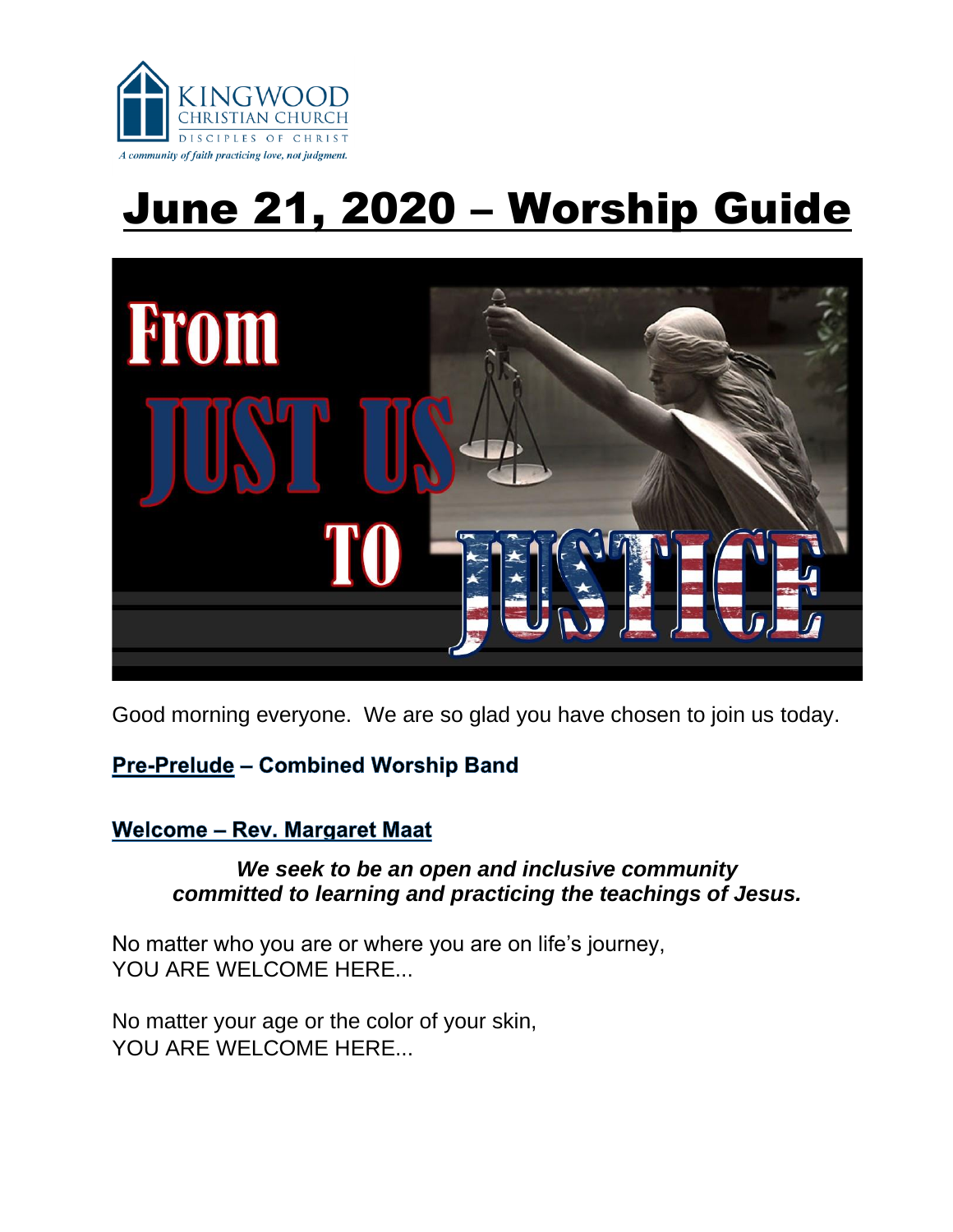KINGWOOD
CHRISTIAN CHURCH
DISCIPLES OF CHRIST
*A community of faith practicing love, not judgment.*

# June 21, 2020 – Worship Guide

From JUST US TO JUSTICE

Good morning everyone. We are so glad you have chosen to join us today.

**Pre-Prelude – Combined Worship Band**

**Welcome – Rev. Margaret Maat**

***We seek to be an open and inclusive community committed to learning and practicing the teachings of Jesus.***

No matter who you are or where you are on life's journey,
YOU ARE WELCOME HERE...

No matter your age or the color of your skin,
YOU ARE WELCOME HERE...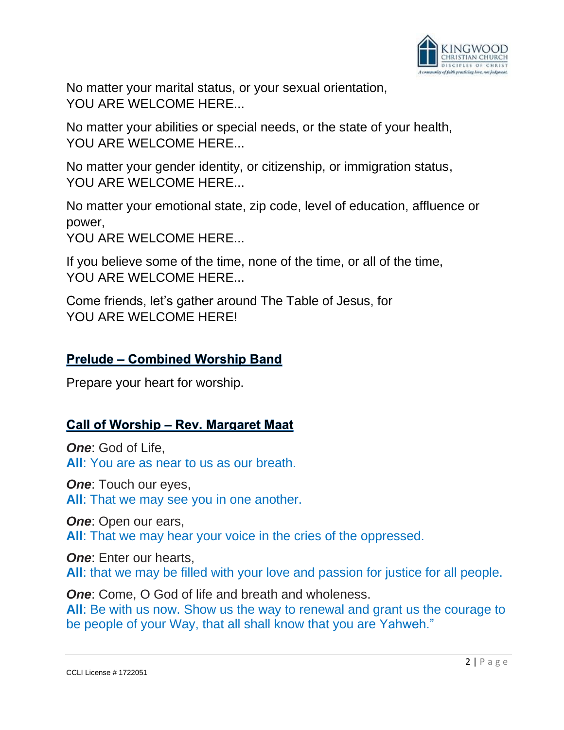No matter your marital status, or your sexual orientation,
YOU ARE WELCOME HERE...

No matter your abilities or special needs, or the state of your health,
YOU ARE WELCOME HERE...

No matter your gender identity, or citizenship, or immigration status,
YOU ARE WELCOME HERE...

No matter your emotional state, zip code, level of education, affluence or power,
YOU ARE WELCOME HERE...

If you believe some of the time, none of the time, or all of the time,
YOU ARE WELCOME HERE...

Come friends, let's gather around The Table of Jesus, for
YOU ARE WELCOME HERE!

## Prelude – Combined Worship Band

Prepare your heart for worship.

## Call of Worship – Rev. Margaret Maat

***One***: God of Life,
**All**: You are as near to us as our breath.

***One***: Touch our eyes,
**All**: That we may see you in one another.

***One***: Open our ears,
**All**: That we may hear your voice in the cries of the oppressed.

***One***: Enter our hearts,
**All**: that we may be filled with your love and passion for justice for all people.

***One***: Come, O God of life and breath and wholeness.
**All**: Be with us now. Show us the way to renewal and grant us the courage to be people of your Way, that all shall know that you are Yahweh."

CCLI License # 1722051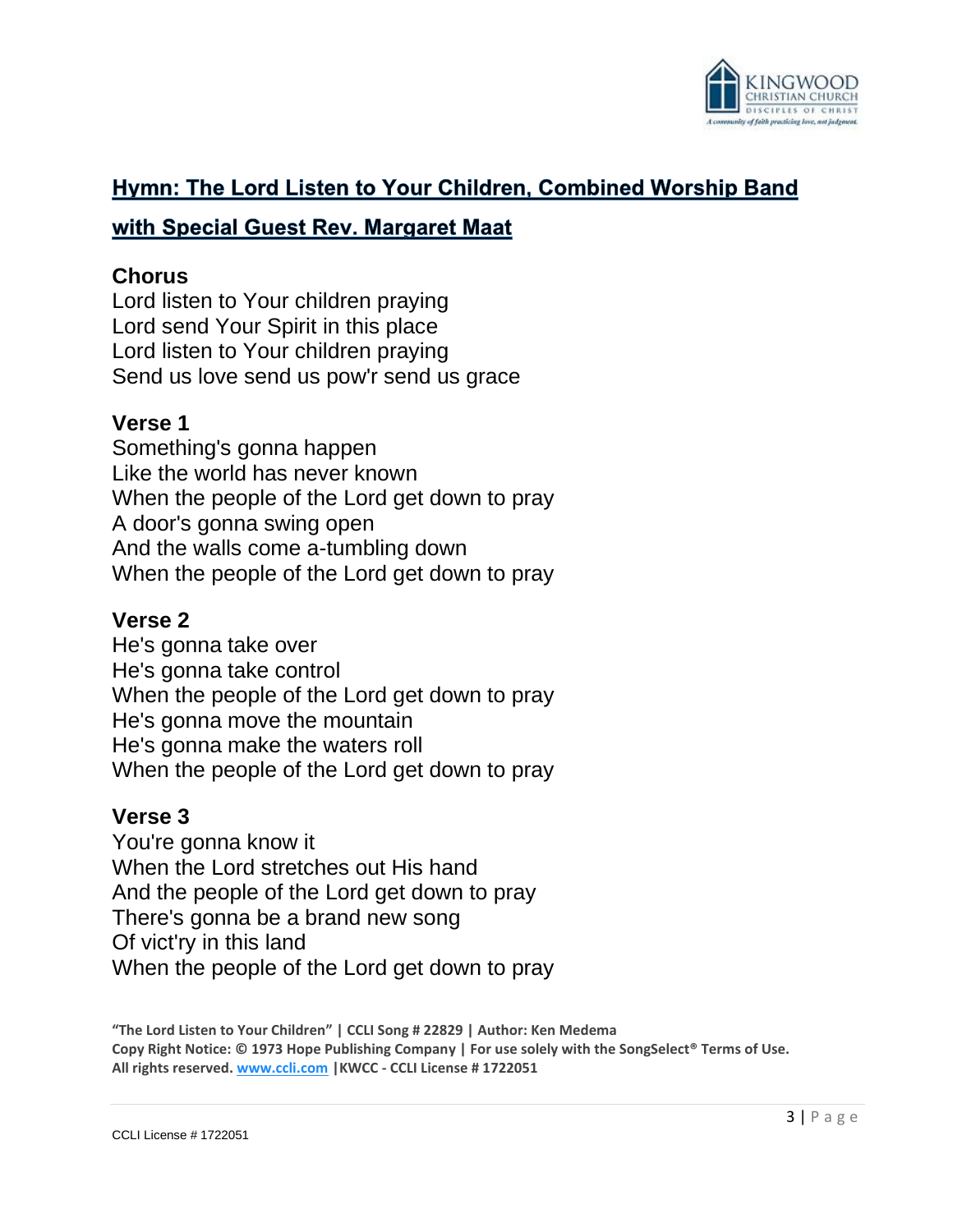## Hymn: The Lord Listen to Your Children, Combined Worship Band with Special Guest Rev. Margaret Maat

**Chorus**
Lord listen to Your children praying
Lord send Your Spirit in this place
Lord listen to Your children praying
Send us love send us pow'r send us grace

**Verse 1**
Something's gonna happen
Like the world has never known
When the people of the Lord get down to pray
A door's gonna swing open
And the walls come a-tumbling down
When the people of the Lord get down to pray

**Verse 2**
He's gonna take over
He's gonna take control
When the people of the Lord get down to pray
He's gonna move the mountain
He's gonna make the waters roll
When the people of the Lord get down to pray

**Verse 3**
You're gonna know it
When the Lord stretches out His hand
And the people of the Lord get down to pray
There's gonna be a brand new song
Of vict'ry in this land
When the people of the Lord get down to pray

**"The Lord Listen to Your Children" | CCLI Song # 22829 | Author: Ken Medema**
**Copy Right Notice: © 1973 Hope Publishing Company | For use solely with the SongSelect® Terms of Use. All rights reserved. [www.ccli.com](http://www.ccli.com) |KWCC - CCLI License # 1722051**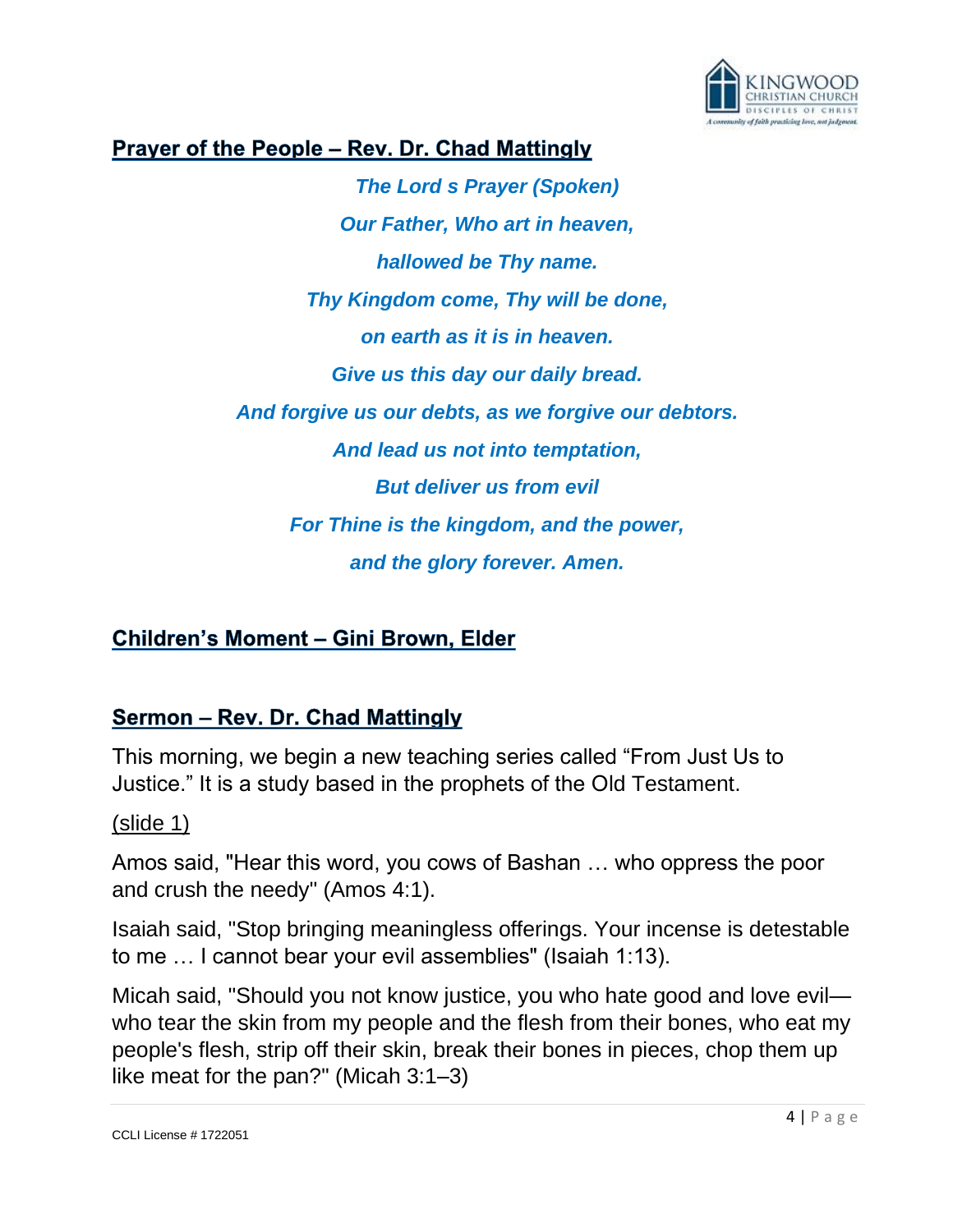## Prayer of the People – Rev. Dr. Chad Mattingly

***The Lord s Prayer (Spoken)***

***Our Father, Who art in heaven,***

***hallowed be Thy name.***

***Thy Kingdom come, Thy will be done,***

***on earth as it is in heaven.***

***Give us this day our daily bread.***

***And forgive us our debts, as we forgive our debtors.***

***And lead us not into temptation,***

***But deliver us from evil***

***For Thine is the kingdom, and the power,***

***and the glory forever. Amen.***

## Children's Moment – Gini Brown, Elder

## Sermon – Rev. Dr. Chad Mattingly

This morning, we begin a new teaching series called "From Just Us to Justice." It is a study based in the prophets of the Old Testament.

(slide 1)

Amos said, "Hear this word, you cows of Bashan … who oppress the poor and crush the needy" (Amos 4:1).

Isaiah said, "Stop bringing meaningless offerings. Your incense is detestable to me … I cannot bear your evil assemblies" (Isaiah 1:13).

Micah said, "Should you not know justice, you who hate good and love evil—who tear the skin from my people and the flesh from their bones, who eat my people's flesh, strip off their skin, break their bones in pieces, chop them up like meat for the pan?" (Micah 3:1–3)

CCLI License # 1722051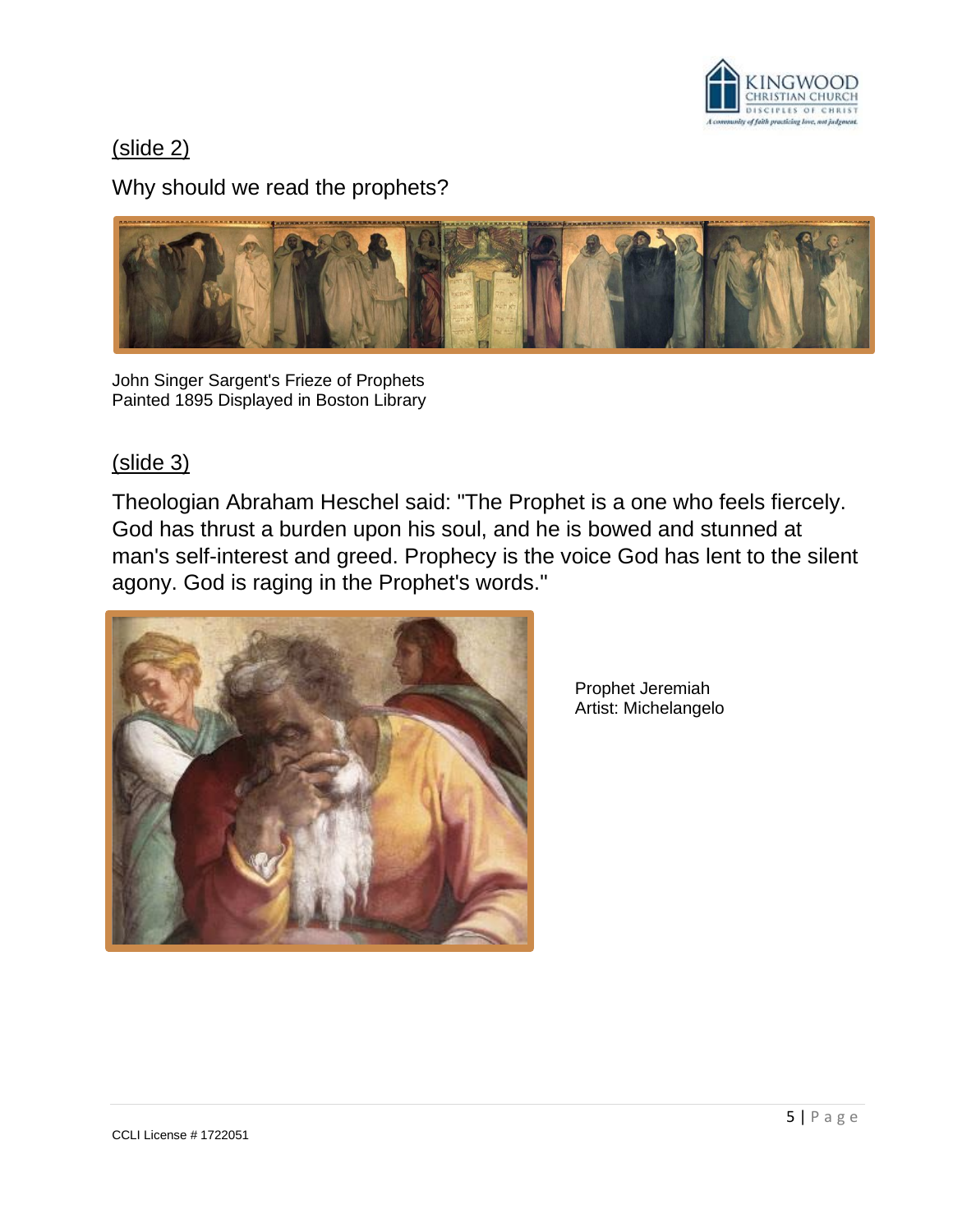(slide 2)

Why should we read the prophets?

John Singer Sargent's Frieze of Prophets
Painted 1895 Displayed in Boston Library

(slide 3)

Theologian Abraham Heschel said: "The Prophet is a one who feels fiercely. God has thrust a burden upon his soul, and he is bowed and stunned at man's self-interest and greed. Prophecy is the voice God has lent to the silent agony. God is raging in the Prophet's words."

Prophet Jeremiah
Artist: Michelangelo

CCLI License # 1722051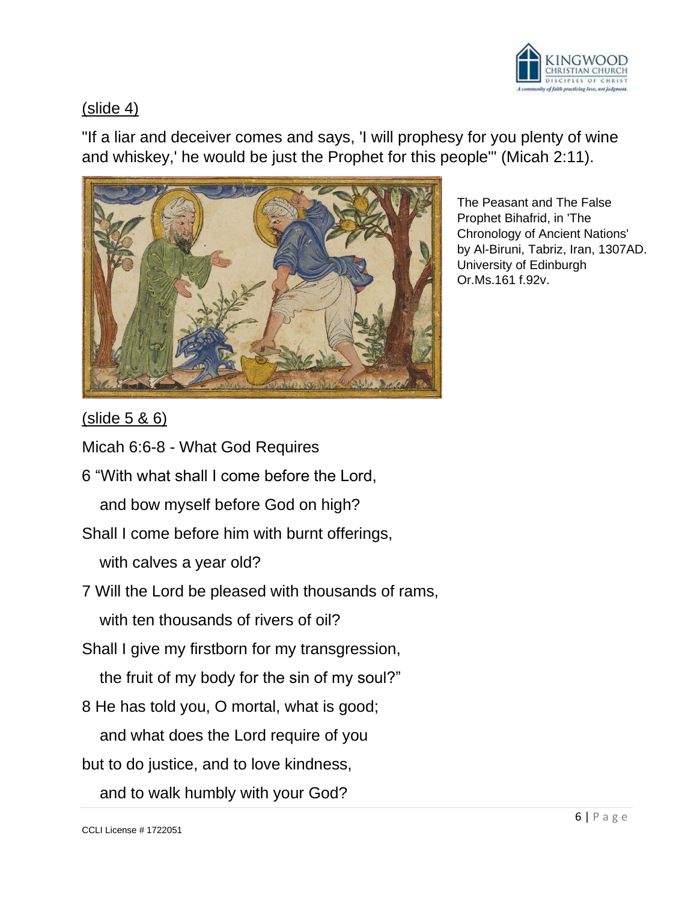(slide 4)

"If a liar and deceiver comes and says, 'I will prophesy for you plenty of wine and whiskey,' he would be just the Prophet for this people"' (Micah 2:11).

The Peasant and The False Prophet Bihafrid, in 'The Chronology of Ancient Nations' by Al-Biruni, Tabriz, Iran, 1307AD. University of Edinburgh Or.Ms.161 f.92v.

(slide 5 & 6)

Micah 6:6-8 - What God Requires

6 "With what shall I come before the Lord,

and bow myself before God on high?

Shall I come before him with burnt offerings,

with calves a year old?

7 Will the Lord be pleased with thousands of rams,

with ten thousands of rivers of oil?

Shall I give my firstborn for my transgression,

the fruit of my body for the sin of my soul?"

8 He has told you, O mortal, what is good;

and what does the Lord require of you

but to do justice, and to love kindness,

and to walk humbly with your God?

CCLI License # 1722051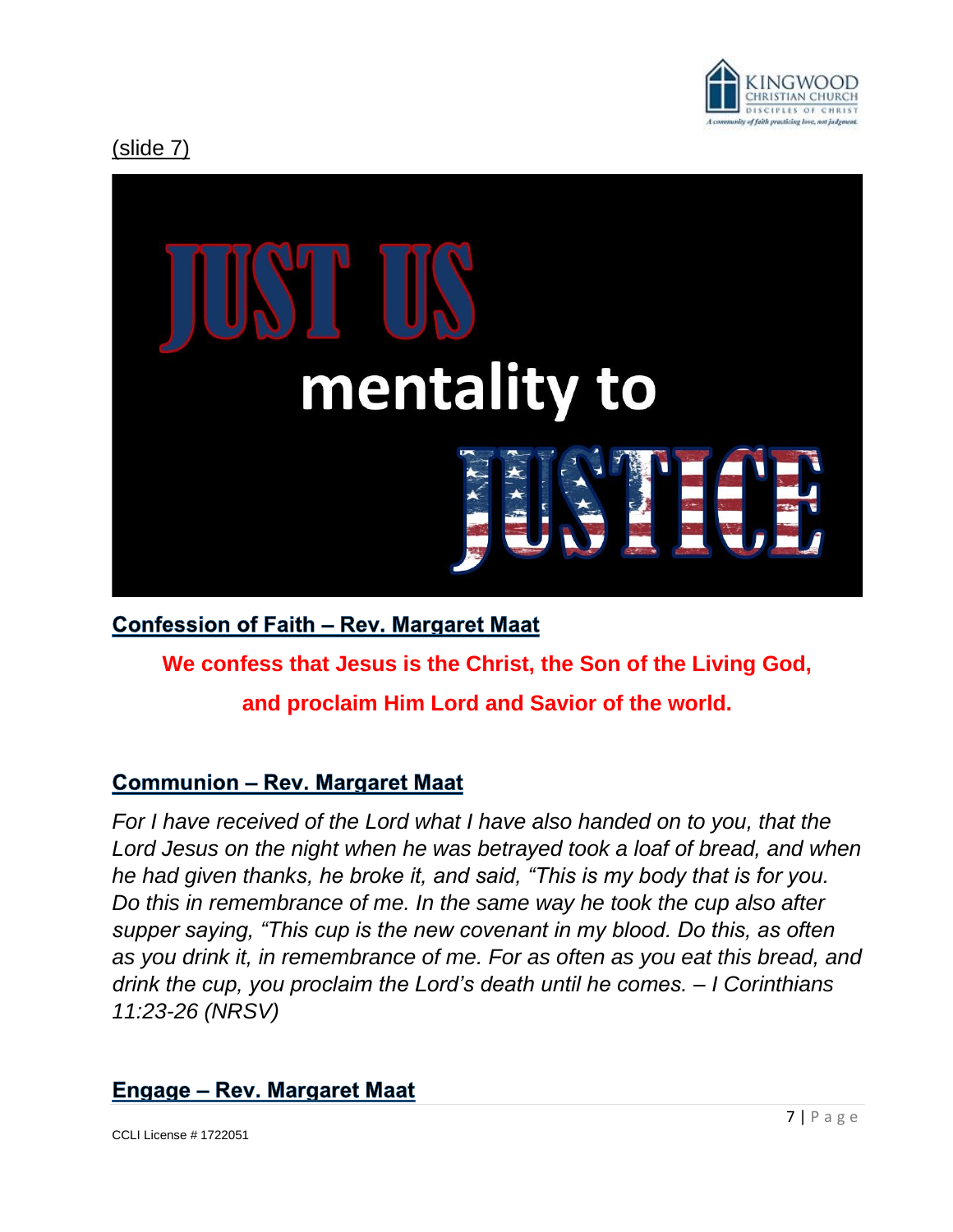(slide 7)

JUST US mentality to JUSTICE

## Confession of Faith – Rev. Margaret Maat

**We confess that Jesus is the Christ, the Son of the Living God, and proclaim Him Lord and Savior of the world.**

## Communion – Rev. Margaret Maat

*For I have received of the Lord what I have also handed on to you, that the Lord Jesus on the night when he was betrayed took a loaf of bread, and when he had given thanks, he broke it, and said, "This is my body that is for you. Do this in remembrance of me. In the same way he took the cup also after supper saying, "This cup is the new covenant in my blood. Do this, as often as you drink it, in remembrance of me. For as often as you eat this bread, and drink the cup, you proclaim the Lord's death until he comes. – I Corinthians 11:23-26 (NRSV)*

## Engage – Rev. Margaret Maat

CCLI License # 1722051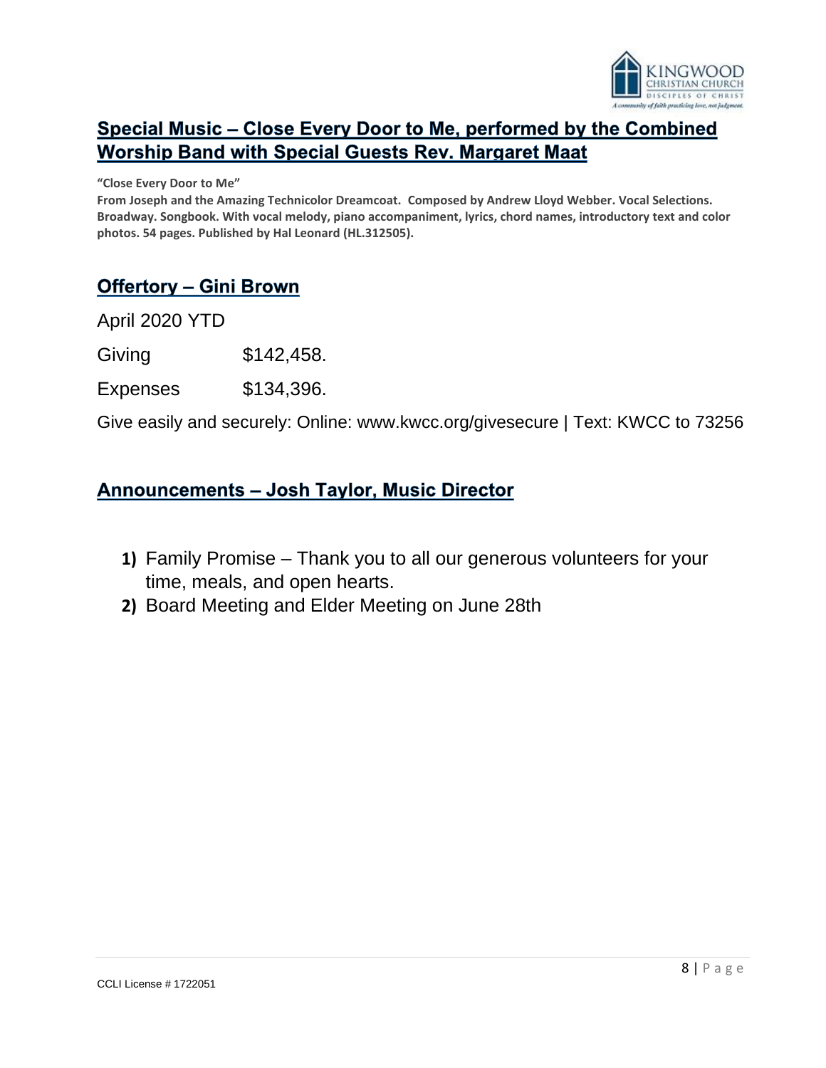## Special Music – Close Every Door to Me, performed by the Combined Worship Band with Special Guests Rev. Margaret Maat

**"Close Every Door to Me"**
**From Joseph and the Amazing Technicolor Dreamcoat. Composed by Andrew Lloyd Webber. Vocal Selections. Broadway. Songbook. With vocal melody, piano accompaniment, lyrics, chord names, introductory text and color photos. 54 pages. Published by Hal Leonard (HL.312505).**

## Offertory – Gini Brown

April 2020 YTD

| | |
|---|---|
| Giving | $142,458. |
| Expenses | $134,396. |

Give easily and securely: Online: www.kwcc.org/givesecure | Text: KWCC to 73256

## Announcements – Josh Taylor, Music Director

1) Family Promise – Thank you to all our generous volunteers for your time, meals, and open hearts.
2) Board Meeting and Elder Meeting on June 28th

CCLI License # 1722051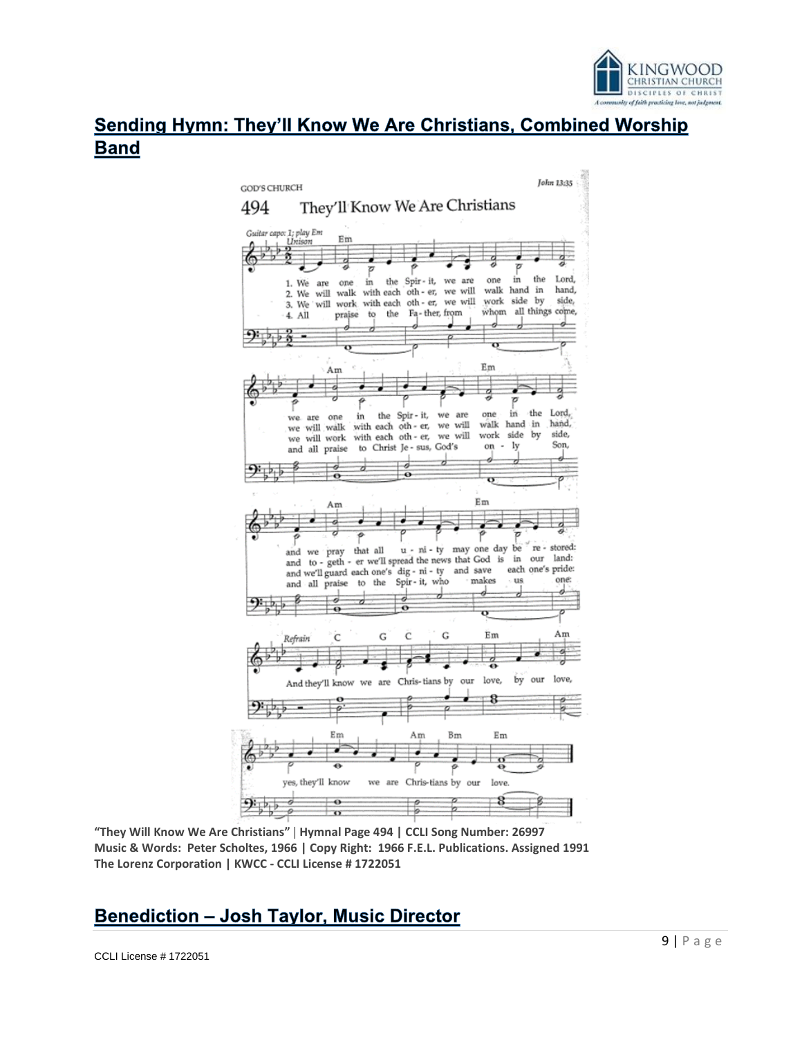## Sending Hymn: They'll Know We Are Christians, Combined Worship Band

**"They Will Know We Are Christians" | Hymnal Page 494 | CCLI Song Number: 26997**
**Music & Words: Peter Scholtes, 1966 | Copy Right: 1966 F.E.L. Publications. Assigned 1991 The Lorenz Corporation | KWCC - CCLI License # 1722051**

## Benediction – Josh Taylor, Music Director